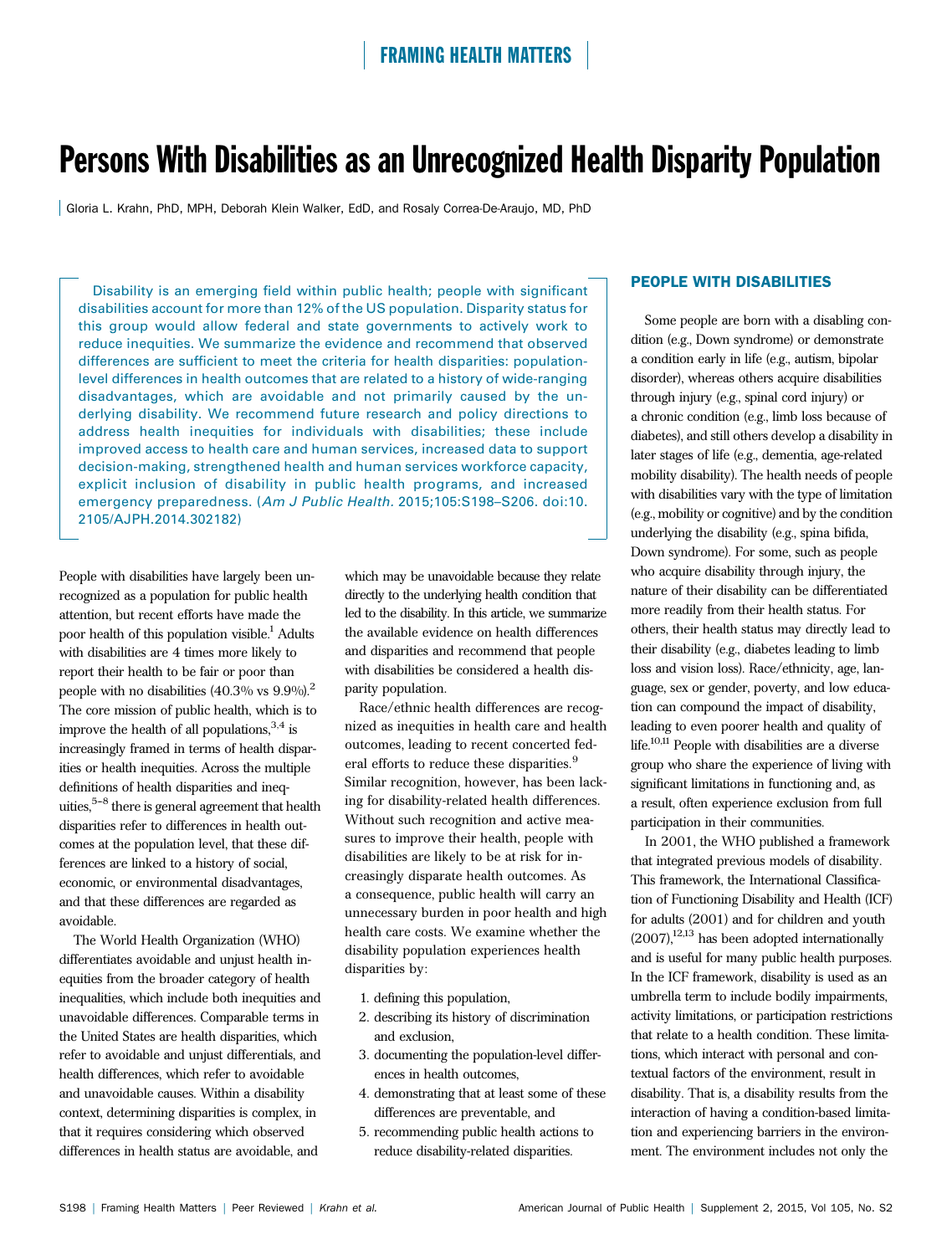# Persons With Disabilities as an Unrecognized Health Disparity Population

Gloria L. Krahn, PhD, MPH, Deborah Klein Walker, EdD, and Rosaly Correa-De-Araujo, MD, PhD

Disability is an emerging field within public health; people with significant disabilities account for more than 12% of the US population. Disparity status for this group would allow federal and state governments to actively work to reduce inequities. We summarize the evidence and recommend that observed differences are sufficient to meet the criteria for health disparities: population-level differences in health outcomes that are related to a history of wide-ranging disadvantages, which are avoidable and not primarily caused by the underlying disability. We recommend future research and policy directions to address health inequities for individuals with disabilities; these include improved access to health care and human services, increased data to support decision-making, strengthened health and human services workforce capacity, explicit inclusion of disability in public health programs, and increased emergency preparedness. (*Am J Public Health*. 2015;105:S198–S206. doi:10.2105/AJPH.2014.302182)

People with disabilities have largely been unrecognized as a population for public health attention, but recent efforts have made the poor health of this population visible.[1] Adults with disabilities are 4 times more likely to report their health to be fair or poor than people with no disabilities (40.3% vs 9.9%).[2] The core mission of public health, which is to improve the health of all populations,[3,4] is increasingly framed in terms of health disparities or health inequities. Across the multiple definitions of health disparities and inequities,[5–8] there is general agreement that health disparities refer to differences in health outcomes at the population level, that these differences are linked to a history of social, economic, or environmental disadvantages, and that these differences are regarded as avoidable.

The World Health Organization (WHO) differentiates avoidable and unjust health inequities from the broader category of health inequalities, which include both inequities and unavoidable differences. Comparable terms in the United States are health disparities, which refer to avoidable and unjust differentials, and health differences, which refer to avoidable and unavoidable causes. Within a disability context, determining disparities is complex, in that it requires considering which observed differences in health status are avoidable, and which may be unavoidable because they relate directly to the underlying health condition that led to the disability. In this article, we summarize the available evidence on health differences and disparities and recommend that people with disabilities be considered a health disparity population.

Race/ethnic health differences are recognized as inequities in health care and health outcomes, leading to recent concerted federal efforts to reduce these disparities.[9] Similar recognition, however, has been lacking for disability-related health differences. Without such recognition and active measures to improve their health, people with disabilities are likely to be at risk for increasingly disparate health outcomes. As a consequence, public health will carry an unnecessary burden in poor health and high health care costs. We examine whether the disability population experiences health disparities by:

1. defining this population,
2. describing its history of discrimination and exclusion,
3. documenting the population-level differences in health outcomes,
4. demonstrating that at least some of these differences are preventable, and
5. recommending public health actions to reduce disability-related disparities.

## PEOPLE WITH DISABILITIES

Some people are born with a disabling condition (e.g., Down syndrome) or demonstrate a condition early in life (e.g., autism, bipolar disorder), whereas others acquire disabilities through injury (e.g., spinal cord injury) or a chronic condition (e.g., limb loss because of diabetes), and still others develop a disability in later stages of life (e.g., dementia, age-related mobility disability). The health needs of people with disabilities vary with the type of limitation (e.g., mobility or cognitive) and by the condition underlying the disability (e.g., spina bifida, Down syndrome). For some, such as people who acquire disability through injury, the nature of their disability can be differentiated more readily from their health status. For others, their health status may directly lead to their disability (e.g., diabetes leading to limb loss and vision loss). Race/ethnicity, age, language, sex or gender, poverty, and low education can compound the impact of disability, leading to even poorer health and quality of life.[10,11] People with disabilities are a diverse group who share the experience of living with significant limitations in functioning and, as a result, often experience exclusion from full participation in their communities.

In 2001, the WHO published a framework that integrated previous models of disability. This framework, the International Classification of Functioning Disability and Health (ICF) for adults (2001) and for children and youth (2007),[12,13] has been adopted internationally and is useful for many public health purposes. In the ICF framework, disability is used as an umbrella term to include bodily impairments, activity limitations, or participation restrictions that relate to a health condition. These limitations, which interact with personal and contextual factors of the environment, result in disability. That is, a disability results from the interaction of having a condition-based limitation and experiencing barriers in the environment. The environment includes not only the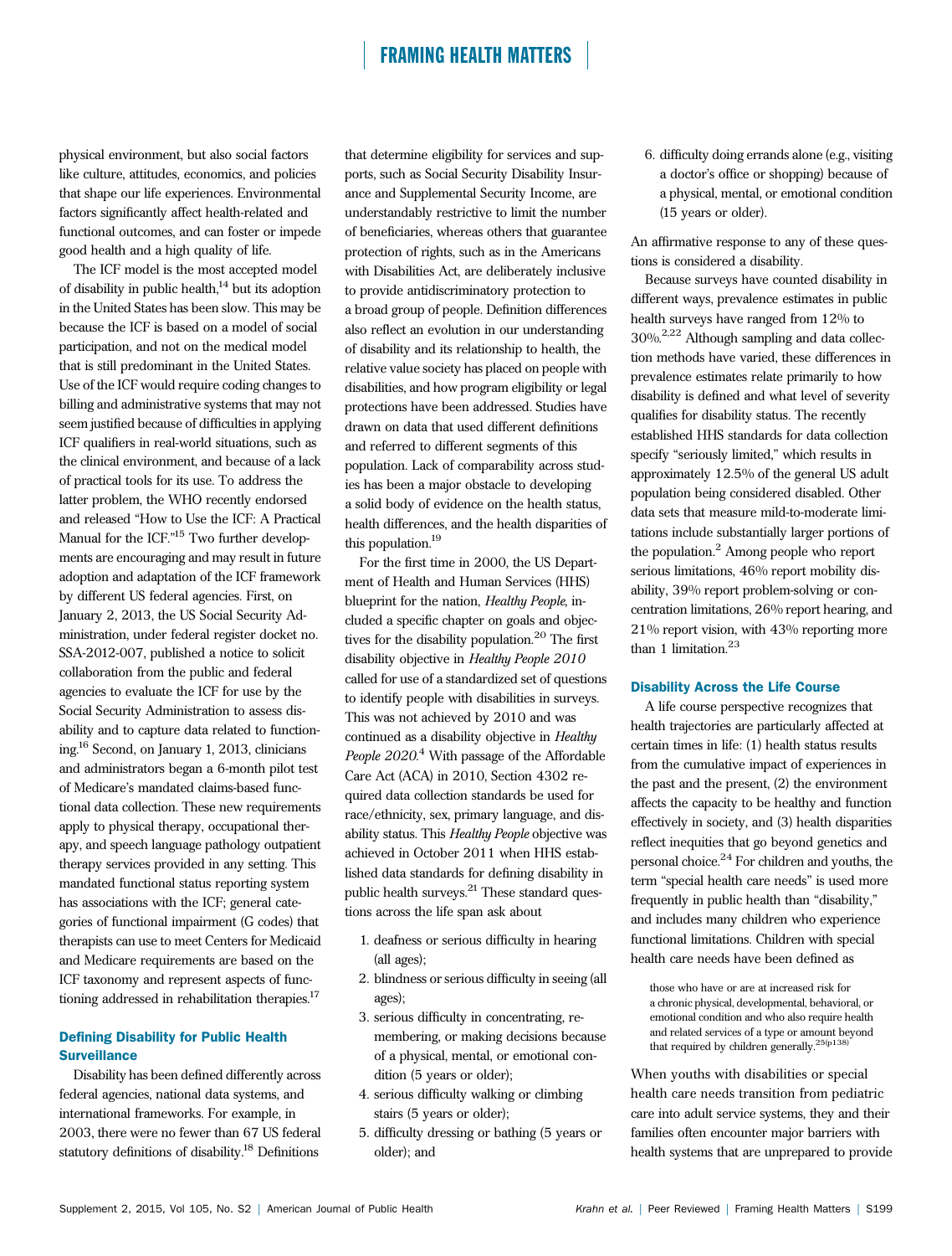physical environment, but also social factors like culture, attitudes, economics, and policies that shape our life experiences. Environmental factors significantly affect health-related and functional outcomes, and can foster or impede good health and a high quality of life.

The ICF model is the most accepted model of disability in public health,[14] but its adoption in the United States has been slow. This may be because the ICF is based on a model of social participation, and not on the medical model that is still predominant in the United States. Use of the ICF would require coding changes to billing and administrative systems that may not seem justified because of difficulties in applying ICF qualifiers in real-world situations, such as the clinical environment, and because of a lack of practical tools for its use. To address the latter problem, the WHO recently endorsed and released "How to Use the ICF: A Practical Manual for the ICF."[15] Two further developments are encouraging and may result in future adoption and adaptation of the ICF framework by different US federal agencies. First, on January 2, 2013, the US Social Security Administration, under federal register docket no. SSA-2012-007, published a notice to solicit collaboration from the public and federal agencies to evaluate the ICF for use by the Social Security Administration to assess disability and to capture data related to functioning.[16] Second, on January 1, 2013, clinicians and administrators began a 6-month pilot test of Medicare's mandated claims-based functional data collection. These new requirements apply to physical therapy, occupational therapy, and speech language pathology outpatient therapy services provided in any setting. This mandated functional status reporting system has associations with the ICF; general categories of functional impairment (G codes) that therapists can use to meet Centers for Medicaid and Medicare requirements are based on the ICF taxonomy and represent aspects of functioning addressed in rehabilitation therapies.[17]

## Defining Disability for Public Health Surveillance

Disability has been defined differently across federal agencies, national data systems, and international frameworks. For example, in 2003, there were no fewer than 67 US federal statutory definitions of disability.[18] Definitions that determine eligibility for services and supports, such as Social Security Disability Insurance and Supplemental Security Income, are understandably restrictive to limit the number of beneficiaries, whereas others that guarantee protection of rights, such as in the Americans with Disabilities Act, are deliberately inclusive to provide antidiscriminatory protection to a broad group of people. Definition differences also reflect an evolution in our understanding of disability and its relationship to health, the relative value society has placed on people with disabilities, and how program eligibility or legal protections have been addressed. Studies have drawn on data that used different definitions and referred to different segments of this population. Lack of comparability across studies has been a major obstacle to developing a solid body of evidence on the health status, health differences, and the health disparities of this population.[19]

For the first time in 2000, the US Department of Health and Human Services (HHS) blueprint for the nation, *Healthy People*, included a specific chapter on goals and objectives for the disability population.[20] The first disability objective in *Healthy People 2010* called for use of a standardized set of questions to identify people with disabilities in surveys. This was not achieved by 2010 and was continued as a disability objective in *Healthy People 2020*.[4] With passage of the Affordable Care Act (ACA) in 2010, Section 4302 required data collection standards be used for race/ethnicity, sex, primary language, and disability status. This *Healthy People* objective was achieved in October 2011 when HHS established data standards for defining disability in public health surveys.[21] These standard questions across the life span ask about

1. deafness or serious difficulty in hearing (all ages);
2. blindness or serious difficulty in seeing (all ages);
3. serious difficulty in concentrating, remembering, or making decisions because of a physical, mental, or emotional condition (5 years or older);
4. serious difficulty walking or climbing stairs (5 years or older);
5. difficulty dressing or bathing (5 years or older); and
6. difficulty doing errands alone (e.g., visiting a doctor's office or shopping) because of a physical, mental, or emotional condition (15 years or older).

An affirmative response to any of these questions is considered a disability.

Because surveys have counted disability in different ways, prevalence estimates in public health surveys have ranged from 12% to 30%.[2,22] Although sampling and data collection methods have varied, these differences in prevalence estimates relate primarily to how disability is defined and what level of severity qualifies for disability status. The recently established HHS standards for data collection specify "seriously limited," which results in approximately 12.5% of the general US adult population being considered disabled. Other data sets that measure mild-to-moderate limitations include substantially larger portions of the population.[2] Among people who report serious limitations, 46% report mobility disability, 39% report problem-solving or concentration limitations, 26% report hearing, and 21% report vision, with 43% reporting more than 1 limitation.[23]

## Disability Across the Life Course

A life course perspective recognizes that health trajectories are particularly affected at certain times in life: (1) health status results from the cumulative impact of experiences in the past and the present, (2) the environment affects the capacity to be healthy and function effectively in society, and (3) health disparities reflect inequities that go beyond genetics and personal choice.[24] For children and youths, the term "special health care needs" is used more frequently in public health than "disability," and includes many children who experience functional limitations. Children with special health care needs have been defined as

> those who have or are at increased risk for a chronic physical, developmental, behavioral, or emotional condition and who also require health and related services of a type or amount beyond that required by children generally.[25(p138)]

When youths with disabilities or special health care needs transition from pediatric care into adult service systems, they and their families often encounter major barriers with health systems that are unprepared to provide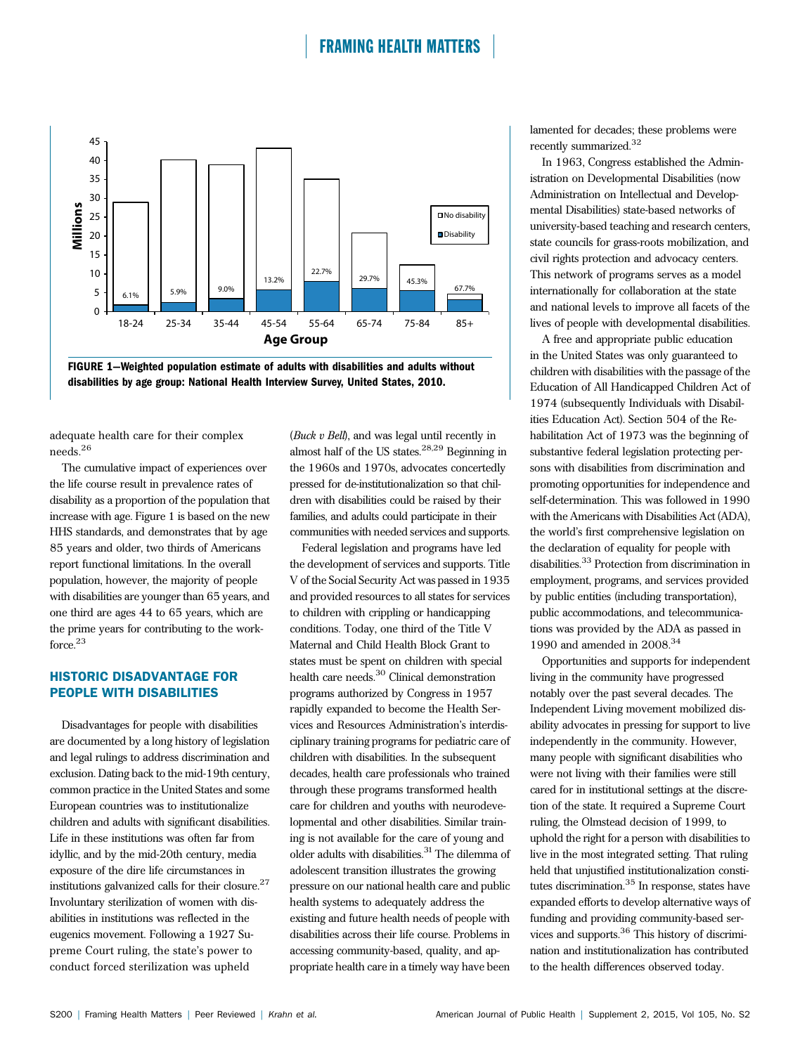FIGURE 1—Weighted population estimate of adults with disabilities and adults without disabilities by age group: National Health Interview Survey, United States, 2010.

adequate health care for their complex needs.[26]

The cumulative impact of experiences over the life course result in prevalence rates of disability as a proportion of the population that increase with age. Figure 1 is based on the new HHS standards, and demonstrates that by age 85 years and older, two thirds of Americans report functional limitations. In the overall population, however, the majority of people with disabilities are younger than 65 years, and one third are ages 44 to 65 years, which are the prime years for contributing to the workforce.[23]

## HISTORIC DISADVANTAGE FOR PEOPLE WITH DISABILITIES

Disadvantages for people with disabilities are documented by a long history of legislation and legal rulings to address discrimination and exclusion. Dating back to the mid-19th century, common practice in the United States and some European countries was to institutionalize children and adults with significant disabilities. Life in these institutions was often far from idyllic, and by the mid-20th century, media exposure of the dire life circumstances in institutions galvanized calls for their closure.[27] Involuntary sterilization of women with disabilities in institutions was reflected in the eugenics movement. Following a 1927 Supreme Court ruling, the state's power to conduct forced sterilization was upheld (*Buck v Bell*), and was legal until recently in almost half of the US states.[28,29] Beginning in the 1960s and 1970s, advocates concertedly pressed for de-institutionalization so that children with disabilities could be raised by their families, and adults could participate in their communities with needed services and supports.

Federal legislation and programs have led the development of services and supports. Title V of the Social Security Act was passed in 1935 and provided resources to all states for services to children with crippling or handicapping conditions. Today, one third of the Title V Maternal and Child Health Block Grant to states must be spent on children with special health care needs.[30] Clinical demonstration programs authorized by Congress in 1957 rapidly expanded to become the Health Services and Resources Administration's interdisciplinary training programs for pediatric care of children with disabilities. In the subsequent decades, health care professionals who trained through these programs transformed health care for children and youths with neurodevelopmental and other disabilities. Similar training is not available for the care of young and older adults with disabilities.[31] The dilemma of adolescent transition illustrates the growing pressure on our national health care and public health systems to adequately address the existing and future health needs of people with disabilities across their life course. Problems in accessing community-based, quality, and appropriate health care in a timely way have been lamented for decades; these problems were recently summarized.[32]

In 1963, Congress established the Administration on Developmental Disabilities (now Administration on Intellectual and Developmental Disabilities) state-based networks of university-based teaching and research centers, state councils for grass-roots mobilization, and civil rights protection and advocacy centers. This network of programs serves as a model internationally for collaboration at the state and national levels to improve all facets of the lives of people with developmental disabilities.

A free and appropriate public education in the United States was only guaranteed to children with disabilities with the passage of the Education of All Handicapped Children Act of 1974 (subsequently Individuals with Disabilities Education Act). Section 504 of the Rehabilitation Act of 1973 was the beginning of substantive federal legislation protecting persons with disabilities from discrimination and promoting opportunities for independence and self-determination. This was followed in 1990 with the Americans with Disabilities Act (ADA), the world's first comprehensive legislation on the declaration of equality for people with disabilities.[33] Protection from discrimination in employment, programs, and services provided by public entities (including transportation), public accommodations, and telecommunications was provided by the ADA as passed in 1990 and amended in 2008.[34]

Opportunities and supports for independent living in the community have progressed notably over the past several decades. The Independent Living movement mobilized disability advocates in pressing for support to live independently in the community. However, many people with significant disabilities who were not living with their families were still cared for in institutional settings at the discretion of the state. It required a Supreme Court ruling, the Olmstead decision of 1999, to uphold the right for a person with disabilities to live in the most integrated setting. That ruling held that unjustified institutionalization constitutes discrimination.[35] In response, states have expanded efforts to develop alternative ways of funding and providing community-based services and supports.[36] This history of discrimination and institutionalization has contributed to the health differences observed today.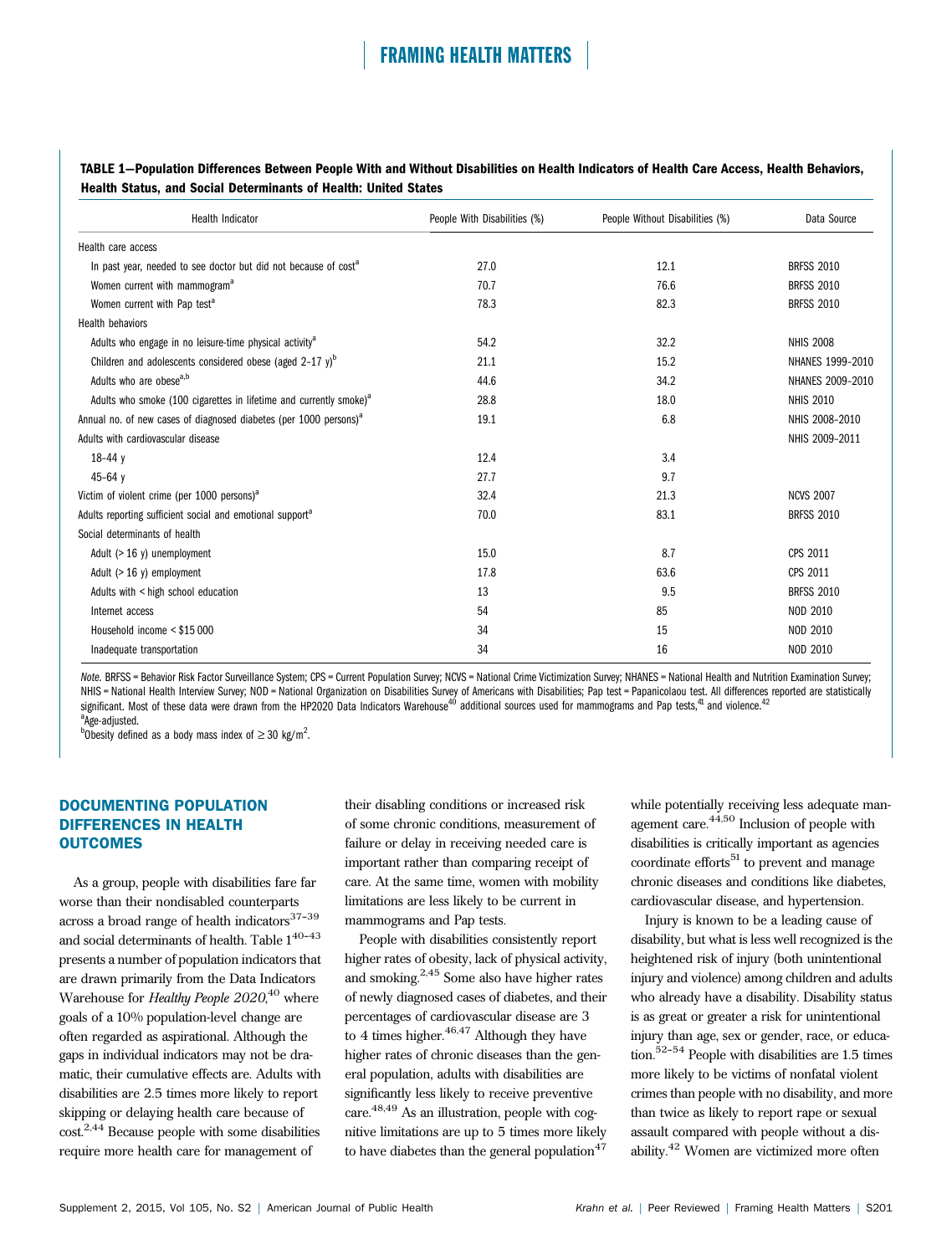**TABLE 1—Population Differences Between People With and Without Disabilities on Health Indicators of Health Care Access, Health Behaviors, Health Status, and Social Determinants of Health: United States**

| Health Indicator | People With Disabilities (%) | People Without Disabilities (%) | Data Source |
|---|---|---|---|
| Health care access | | | |
| In past year, needed to see doctor but did not because of cost[a] | 27.0 | 12.1 | BRFSS 2010 |
| Women current with mammogram[a] | 70.7 | 76.6 | BRFSS 2010 |
| Women current with Pap test[a] | 78.3 | 82.3 | BRFSS 2010 |
| Health behaviors | | | |
| Adults who engage in no leisure-time physical activity[a] | 54.2 | 32.2 | NHIS 2008 |
| Children and adolescents considered obese (aged 2–17 y)[b] | 21.1 | 15.2 | NHANES 1999–2010 |
| Adults who are obese[a,b] | 44.6 | 34.2 | NHANES 2009–2010 |
| Adults who smoke (100 cigarettes in lifetime and currently smoke)[a] | 28.8 | 18.0 | NHIS 2010 |
| Annual no. of new cases of diagnosed diabetes (per 1000 persons)[a] | 19.1 | 6.8 | NHIS 2008–2010 |
| Adults with cardiovascular disease | | | NHIS 2009–2011 |
| 18–44 y | 12.4 | 3.4 | |
| 45–64 y | 27.7 | 9.7 | |
| Victim of violent crime (per 1000 persons)[a] | 32.4 | 21.3 | NCVS 2007 |
| Adults reporting sufficient social and emotional support[a] | 70.0 | 83.1 | BRFSS 2010 |
| Social determinants of health | | | |
| Adult (> 16 y) unemployment | 15.0 | 8.7 | CPS 2011 |
| Adult (> 16 y) employment | 17.8 | 63.6 | CPS 2011 |
| Adults with < high school education | 13 | 9.5 | BRFSS 2010 |
| Internet access | 54 | 85 | NOD 2010 |
| Household income < $15 000 | 34 | 15 | NOD 2010 |
| Inadequate transportation | 34 | 16 | NOD 2010 |

*Note.* BRFSS = Behavior Risk Factor Surveillance System; CPS = Current Population Survey; NCVS = National Crime Victimization Survey; NHANES = National Health and Nutrition Examination Survey; NHIS = National Health Interview Survey; NOD = National Organization on Disabilities Survey of Americans with Disabilities; Pap test = Papanicolaou test. All differences reported are statistically significant. Most of these data were drawn from the HP2020 Data Indicators Warehouse[40] additional sources used for mammograms and Pap tests,[41] and violence.[42]
[a]Age-adjusted.
[b]Obesity defined as a body mass index of $\geq 30$ kg/m$^2$.

## DOCUMENTING POPULATION DIFFERENCES IN HEALTH OUTCOMES

As a group, people with disabilities fare far worse than their nondisabled counterparts across a broad range of health indicators[37–39] and social determinants of health. Table 1[40–43] presents a number of population indicators that are drawn primarily from the Data Indicators Warehouse for *Healthy People 2020*,[40] where goals of a 10% population-level change are often regarded as aspirational. Although the gaps in individual indicators may not be dramatic, their cumulative effects are. Adults with disabilities are 2.5 times more likely to report skipping or delaying health care because of cost.[2,44] Because people with some disabilities require more health care for management of their disabling conditions or increased risk of some chronic conditions, measurement of failure or delay in receiving needed care is important rather than comparing receipt of care. At the same time, women with mobility limitations are less likely to be current in mammograms and Pap tests.

People with disabilities consistently report higher rates of obesity, lack of physical activity, and smoking.[2,45] Some also have higher rates of newly diagnosed cases of diabetes, and their percentages of cardiovascular disease are 3 to 4 times higher.[46,47] Although they have higher rates of chronic diseases than the general population, adults with disabilities are significantly less likely to receive preventive care.[48,49] As an illustration, people with cognitive limitations are up to 5 times more likely to have diabetes than the general population[47] while potentially receiving less adequate management care.[44,50] Inclusion of people with disabilities is critically important as agencies coordinate efforts[51] to prevent and manage chronic diseases and conditions like diabetes, cardiovascular disease, and hypertension.

Injury is known to be a leading cause of disability, but what is less well recognized is the heightened risk of injury (both unintentional injury and violence) among children and adults who already have a disability. Disability status is as great or greater a risk for unintentional injury than age, sex or gender, race, or education.[52–54] People with disabilities are 1.5 times more likely to be victims of nonfatal violent crimes than people with no disability, and more than twice as likely to report rape or sexual assault compared with people without a disability.[42] Women are victimized more often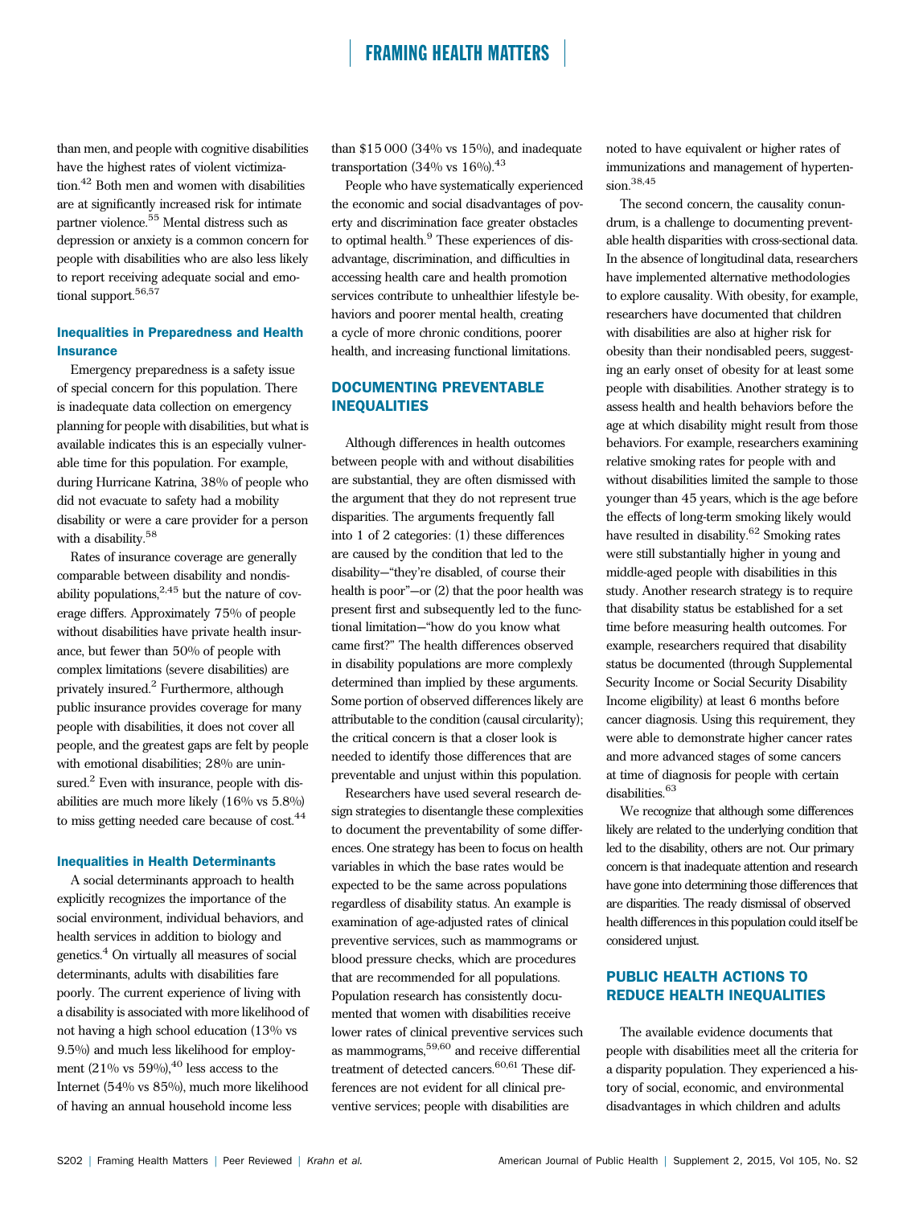than men, and people with cognitive disabilities have the highest rates of violent victimization.[42] Both men and women with disabilities are at significantly increased risk for intimate partner violence.[55] Mental distress such as depression or anxiety is a common concern for people with disabilities who are also less likely to report receiving adequate social and emotional support.[56,57]

### Inequalities in Preparedness and Health Insurance

Emergency preparedness is a safety issue of special concern for this population. There is inadequate data collection on emergency planning for people with disabilities, but what is available indicates this is an especially vulnerable time for this population. For example, during Hurricane Katrina, 38% of people who did not evacuate to safety had a mobility disability or were a care provider for a person with a disability.[58]

Rates of insurance coverage are generally comparable between disability and nondisability populations,[2,45] but the nature of coverage differs. Approximately 75% of people without disabilities have private health insurance, but fewer than 50% of people with complex limitations (severe disabilities) are privately insured.[2] Furthermore, although public insurance provides coverage for many people with disabilities, it does not cover all people, and the greatest gaps are felt by people with emotional disabilities; 28% are uninsured.[2] Even with insurance, people with disabilities are much more likely (16% vs 5.8%) to miss getting needed care because of cost.[44]

### Inequalities in Health Determinants

A social determinants approach to health explicitly recognizes the importance of the social environment, individual behaviors, and health services in addition to biology and genetics.[4] On virtually all measures of social determinants, adults with disabilities fare poorly. The current experience of living with a disability is associated with more likelihood of not having a high school education (13% vs 9.5%) and much less likelihood for employment (21% vs 59%),[40] less access to the Internet (54% vs 85%), much more likelihood of having an annual household income less than $15 000 (34% vs 15%), and inadequate transportation (34% vs 16%).[43]

People who have systematically experienced the economic and social disadvantages of poverty and discrimination face greater obstacles to optimal health.[9] These experiences of disadvantage, discrimination, and difficulties in accessing health care and health promotion services contribute to unhealthier lifestyle behaviors and poorer mental health, creating a cycle of more chronic conditions, poorer health, and increasing functional limitations.

## DOCUMENTING PREVENTABLE INEQUALITIES

Although differences in health outcomes between people with and without disabilities are substantial, they are often dismissed with the argument that they do not represent true disparities. The arguments frequently fall into 1 of 2 categories: (1) these differences are caused by the condition that led to the disability—"they're disabled, of course their health is poor"—or (2) that the poor health was present first and subsequently led to the functional limitation—"how do you know what came first?" The health differences observed in disability populations are more complexly determined than implied by these arguments. Some portion of observed differences likely are attributable to the condition (causal circularity); the critical concern is that a closer look is needed to identify those differences that are preventable and unjust within this population.

Researchers have used several research design strategies to disentangle these complexities to document the preventability of some differences. One strategy has been to focus on health variables in which the base rates would be expected to be the same across populations regardless of disability status. An example is examination of age-adjusted rates of clinical preventive services, such as mammograms or blood pressure checks, which are procedures that are recommended for all populations. Population research has consistently documented that women with disabilities receive lower rates of clinical preventive services such as mammograms,[59,60] and receive differential treatment of detected cancers.[60,61] These differences are not evident for all clinical preventive services; people with disabilities are noted to have equivalent or higher rates of immunizations and management of hypertension.[38,45]

The second concern, the causality conundrum, is a challenge to documenting preventable health disparities with cross-sectional data. In the absence of longitudinal data, researchers have implemented alternative methodologies to explore causality. With obesity, for example, researchers have documented that children with disabilities are also at higher risk for obesity than their nondisabled peers, suggesting an early onset of obesity for at least some people with disabilities. Another strategy is to assess health and health behaviors before the age at which disability might result from those behaviors. For example, researchers examining relative smoking rates for people with and without disabilities limited the sample to those younger than 45 years, which is the age before the effects of long-term smoking likely would have resulted in disability.[62] Smoking rates were still substantially higher in young and middle-aged people with disabilities in this study. Another research strategy is to require that disability status be established for a set time before measuring health outcomes. For example, researchers required that disability status be documented (through Supplemental Security Income or Social Security Disability Income eligibility) at least 6 months before cancer diagnosis. Using this requirement, they were able to demonstrate higher cancer rates and more advanced stages of some cancers at time of diagnosis for people with certain disabilities.[63]

We recognize that although some differences likely are related to the underlying condition that led to the disability, others are not. Our primary concern is that inadequate attention and research have gone into determining those differences that are disparities. The ready dismissal of observed health differences in this population could itself be considered unjust.

## PUBLIC HEALTH ACTIONS TO REDUCE HEALTH INEQUALITIES

The available evidence documents that people with disabilities meet all the criteria for a disparity population. They experienced a history of social, economic, and environmental disadvantages in which children and adults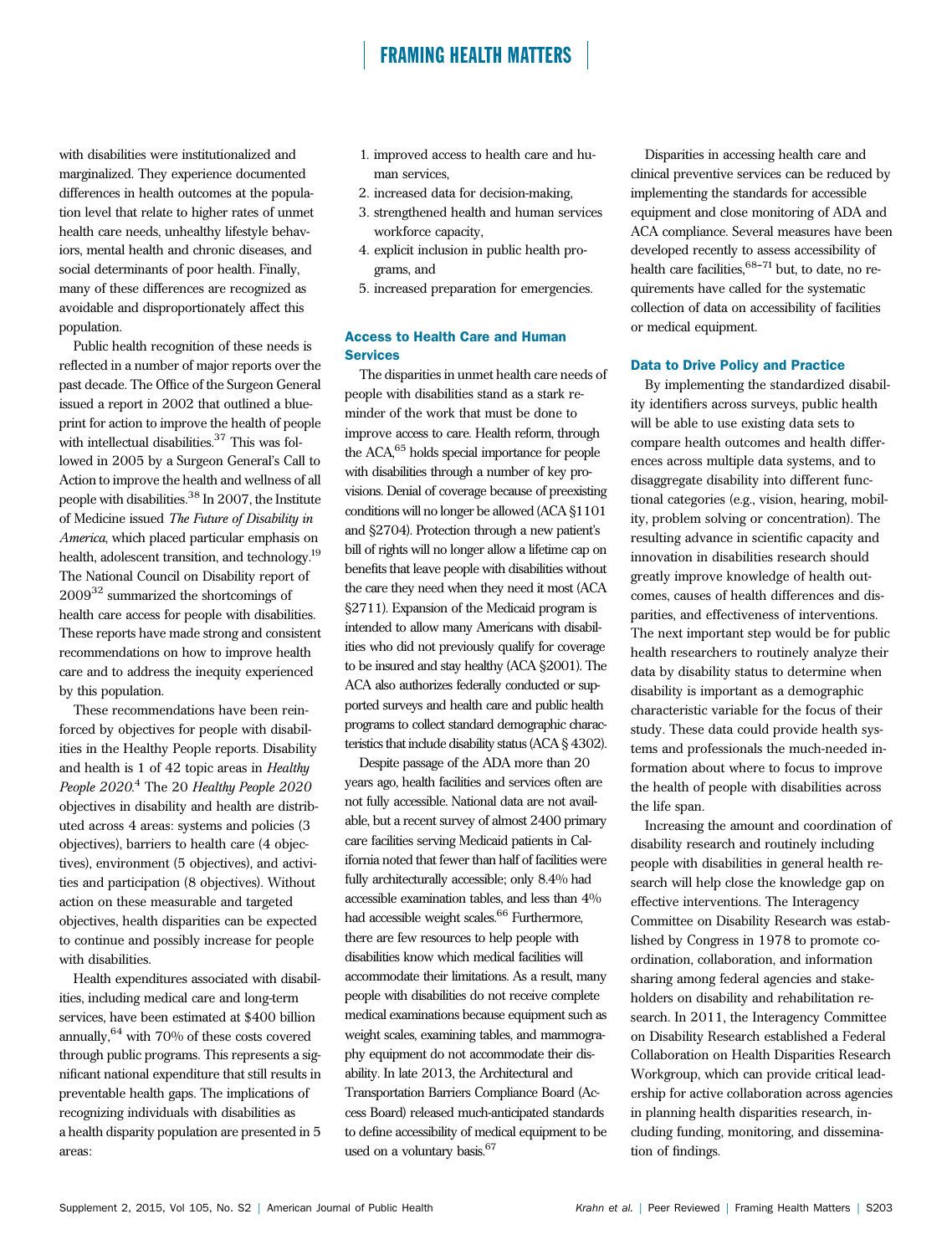with disabilities were institutionalized and marginalized. They experience documented differences in health outcomes at the population level that relate to higher rates of unmet health care needs, unhealthy lifestyle behaviors, mental health and chronic diseases, and social determinants of poor health. Finally, many of these differences are recognized as avoidable and disproportionately affect this population.

Public health recognition of these needs is reflected in a number of major reports over the past decade. The Office of the Surgeon General issued a report in 2002 that outlined a blueprint for action to improve the health of people with intellectual disabilities.[37] This was followed in 2005 by a Surgeon General's Call to Action to improve the health and wellness of all people with disabilities.[38] In 2007, the Institute of Medicine issued *The Future of Disability in America*, which placed particular emphasis on health, adolescent transition, and technology.[19] The National Council on Disability report of 2009[32] summarized the shortcomings of health care access for people with disabilities. These reports have made strong and consistent recommendations on how to improve health care and to address the inequity experienced by this population.

These recommendations have been reinforced by objectives for people with disabilities in the Healthy People reports. Disability and health is 1 of 42 topic areas in *Healthy People 2020*.[4] The 20 *Healthy People 2020* objectives in disability and health are distributed across 4 areas: systems and policies (3 objectives), barriers to health care (4 objectives), environment (5 objectives), and activities and participation (8 objectives). Without action on these measurable and targeted objectives, health disparities can be expected to continue and possibly increase for people with disabilities.

Health expenditures associated with disabilities, including medical care and long-term services, have been estimated at $400 billion annually,[64] with 70% of these costs covered through public programs. This represents a significant national expenditure that still results in preventable health gaps. The implications of recognizing individuals with disabilities as a health disparity population are presented in 5 areas:

1. improved access to health care and human services,
2. increased data for decision-making,
3. strengthened health and human services workforce capacity,
4. explicit inclusion in public health programs, and
5. increased preparation for emergencies.

### Access to Health Care and Human Services

The disparities in unmet health care needs of people with disabilities stand as a stark reminder of the work that must be done to improve access to care. Health reform, through the ACA,[65] holds special importance for people with disabilities through a number of key provisions. Denial of coverage because of preexisting conditions will no longer be allowed (ACA §1101 and §2704). Protection through a new patient's bill of rights will no longer allow a lifetime cap on benefits that leave people with disabilities without the care they need when they need it most (ACA §2711). Expansion of the Medicaid program is intended to allow many Americans with disabilities who did not previously qualify for coverage to be insured and stay healthy (ACA §2001). The ACA also authorizes federally conducted or supported surveys and health care and public health programs to collect standard demographic characteristics that include disability status (ACA § 4302).

Despite passage of the ADA more than 20 years ago, health facilities and services often are not fully accessible. National data are not available, but a recent survey of almost 2400 primary care facilities serving Medicaid patients in California noted that fewer than half of facilities were fully architecturally accessible; only 8.4% had accessible examination tables, and less than 4% had accessible weight scales.[66] Furthermore, there are few resources to help people with disabilities know which medical facilities will accommodate their limitations. As a result, many people with disabilities do not receive complete medical examinations because equipment such as weight scales, examining tables, and mammography equipment do not accommodate their disability. In late 2013, the Architectural and Transportation Barriers Compliance Board (Access Board) released much-anticipated standards to define accessibility of medical equipment to be used on a voluntary basis.[67]

Disparities in accessing health care and clinical preventive services can be reduced by implementing the standards for accessible equipment and close monitoring of ADA and ACA compliance. Several measures have been developed recently to assess accessibility of health care facilities,[68–71] but, to date, no requirements have called for the systematic collection of data on accessibility of facilities or medical equipment.

### Data to Drive Policy and Practice

By implementing the standardized disability identifiers across surveys, public health will be able to use existing data sets to compare health outcomes and health differences across multiple data systems, and to disaggregate disability into different functional categories (e.g., vision, hearing, mobility, problem solving or concentration). The resulting advance in scientific capacity and innovation in disabilities research should greatly improve knowledge of health outcomes, causes of health differences and disparities, and effectiveness of interventions. The next important step would be for public health researchers to routinely analyze their data by disability status to determine when disability is important as a demographic characteristic variable for the focus of their study. These data could provide health systems and professionals the much-needed information about where to focus to improve the health of people with disabilities across the life span.

Increasing the amount and coordination of disability research and routinely including people with disabilities in general health research will help close the knowledge gap on effective interventions. The Interagency Committee on Disability Research was established by Congress in 1978 to promote coordination, collaboration, and information sharing among federal agencies and stakeholders on disability and rehabilitation research. In 2011, the Interagency Committee on Disability Research established a Federal Collaboration on Health Disparities Research Workgroup, which can provide critical leadership for active collaboration across agencies in planning health disparities research, including funding, monitoring, and dissemination of findings.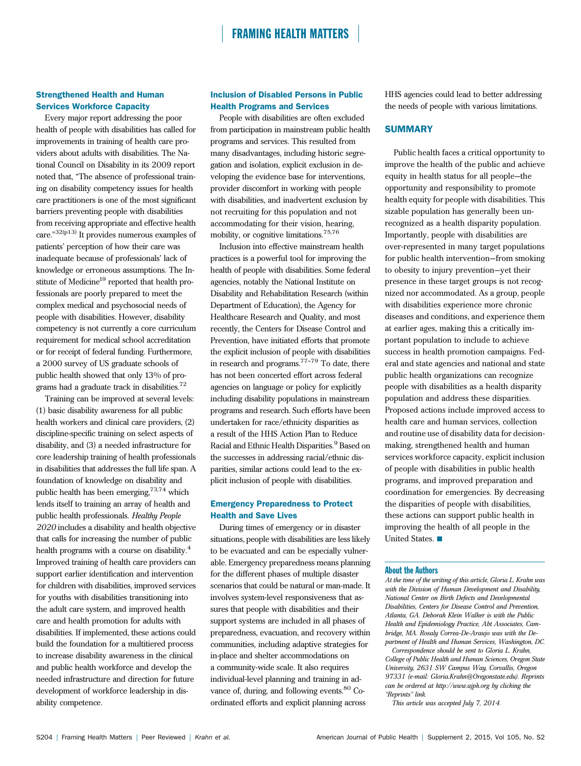### Strengthened Health and Human Services Workforce Capacity

Every major report addressing the poor health of people with disabilities has called for improvements in training of health care providers about adults with disabilities. The National Council on Disability in its 2009 report noted that, "The absence of professional training on disability competency issues for health care practitioners is one of the most significant barriers preventing people with disabilities from receiving appropriate and effective health care."[32(p13)] It provides numerous examples of patients' perception of how their care was inadequate because of professionals' lack of knowledge or erroneous assumptions. The Institute of Medicine[19] reported that health professionals are poorly prepared to meet the complex medical and psychosocial needs of people with disabilities. However, disability competency is not currently a core curriculum requirement for medical school accreditation or for receipt of federal funding. Furthermore, a 2000 survey of US graduate schools of public health showed that only 13% of programs had a graduate track in disabilities.[72]

Training can be improved at several levels: (1) basic disability awareness for all public health workers and clinical care providers, (2) discipline-specific training on select aspects of disability, and (3) a needed infrastructure for core leadership training of health professionals in disabilities that addresses the full life span. A foundation of knowledge on disability and public health has been emerging,[73,74] which lends itself to training an array of health and public health professionals. *Healthy People 2020* includes a disability and health objective that calls for increasing the number of public health programs with a course on disability.[4] Improved training of health care providers can support earlier identification and intervention for children with disabilities, improved services for youths with disabilities transitioning into the adult care system, and improved health care and health promotion for adults with disabilities. If implemented, these actions could build the foundation for a multitiered process to increase disability awareness in the clinical and public health workforce and develop the needed infrastructure and direction for future development of workforce leadership in disability competence.

### Inclusion of Disabled Persons in Public Health Programs and Services

People with disabilities are often excluded from participation in mainstream public health programs and services. This resulted from many disadvantages, including historic segregation and isolation, explicit exclusion in developing the evidence base for interventions, provider discomfort in working with people with disabilities, and inadvertent exclusion by not recruiting for this population and not accommodating for their vision, hearing, mobility, or cognitive limitations.[75,76]

Inclusion into effective mainstream health practices is a powerful tool for improving the health of people with disabilities. Some federal agencies, notably the National Institute on Disability and Rehabilitation Research (within Department of Education), the Agency for Healthcare Research and Quality, and most recently, the Centers for Disease Control and Prevention, have initiated efforts that promote the explicit inclusion of people with disabilities in research and programs.[77–79] To date, there has not been concerted effort across federal agencies on language or policy for explicitly including disability populations in mainstream programs and research. Such efforts have been undertaken for race/ethnicity disparities as a result of the HHS Action Plan to Reduce Racial and Ethnic Health Disparities.[9] Based on the successes in addressing racial/ethnic disparities, similar actions could lead to the explicit inclusion of people with disabilities.

### Emergency Preparedness to Protect Health and Save Lives

During times of emergency or in disaster situations, people with disabilities are less likely to be evacuated and can be especially vulnerable. Emergency preparedness means planning for the different phases of multiple disaster scenarios that could be natural or man-made. It involves system-level responsiveness that assures that people with disabilities and their support systems are included in all phases of preparedness, evacuation, and recovery within communities, including adaptive strategies for in-place and shelter accommodations on a community-wide scale. It also requires individual-level planning and training in advance of, during, and following events.[80] Coordinated efforts and explicit planning across HHS agencies could lead to better addressing the needs of people with various limitations.

## SUMMARY

Public health faces a critical opportunity to improve the health of the public and achieve equity in health status for all people—the opportunity and responsibility to promote health equity for people with disabilities. This sizable population has generally been unrecognized as a health disparity population. Importantly, people with disabilities are over-represented in many target populations for public health intervention—from smoking to obesity to injury prevention—yet their presence in these target groups is not recognized nor accommodated. As a group, people with disabilities experience more chronic diseases and conditions, and experience them at earlier ages, making this a critically important population to include to achieve success in health promotion campaigns. Federal and state agencies and national and state public health organizations can recognize people with disabilities as a health disparity population and address these disparities. Proposed actions include improved access to health care and human services, collection and routine use of disability data for decision-making, strengthened health and human services workforce capacity, explicit inclusion of people with disabilities in public health programs, and improved preparation and coordination for emergencies. By decreasing the disparities of people with disabilities, these actions can support public health in improving the health of all people in the United States. ■

#### About the Authors

*At the time of the writing of this article, Gloria L. Krahn was with the Division of Human Development and Disability, National Center on Birth Defects and Developmental Disabilities, Centers for Disease Control and Prevention, Atlanta, GA. Deborah Klein Walker is with the Public Health and Epidemiology Practice, Abt Associates, Cambridge, MA. Rosaly Correa-De-Araujo was with the Department of Health and Human Services, Washington, DC.*

*Correspondence should be sent to Gloria L. Krahn, College of Public Health and Human Sciences, Oregon State University, 2631 SW Campus Way, Corvallis, Oregon 97331 (e-mail: Gloria.Krahn@Oregonstate.edu). Reprints can be ordered at http://www.ajph.org by clicking the "Reprints" link.*

*This article was accepted July 7, 2014.*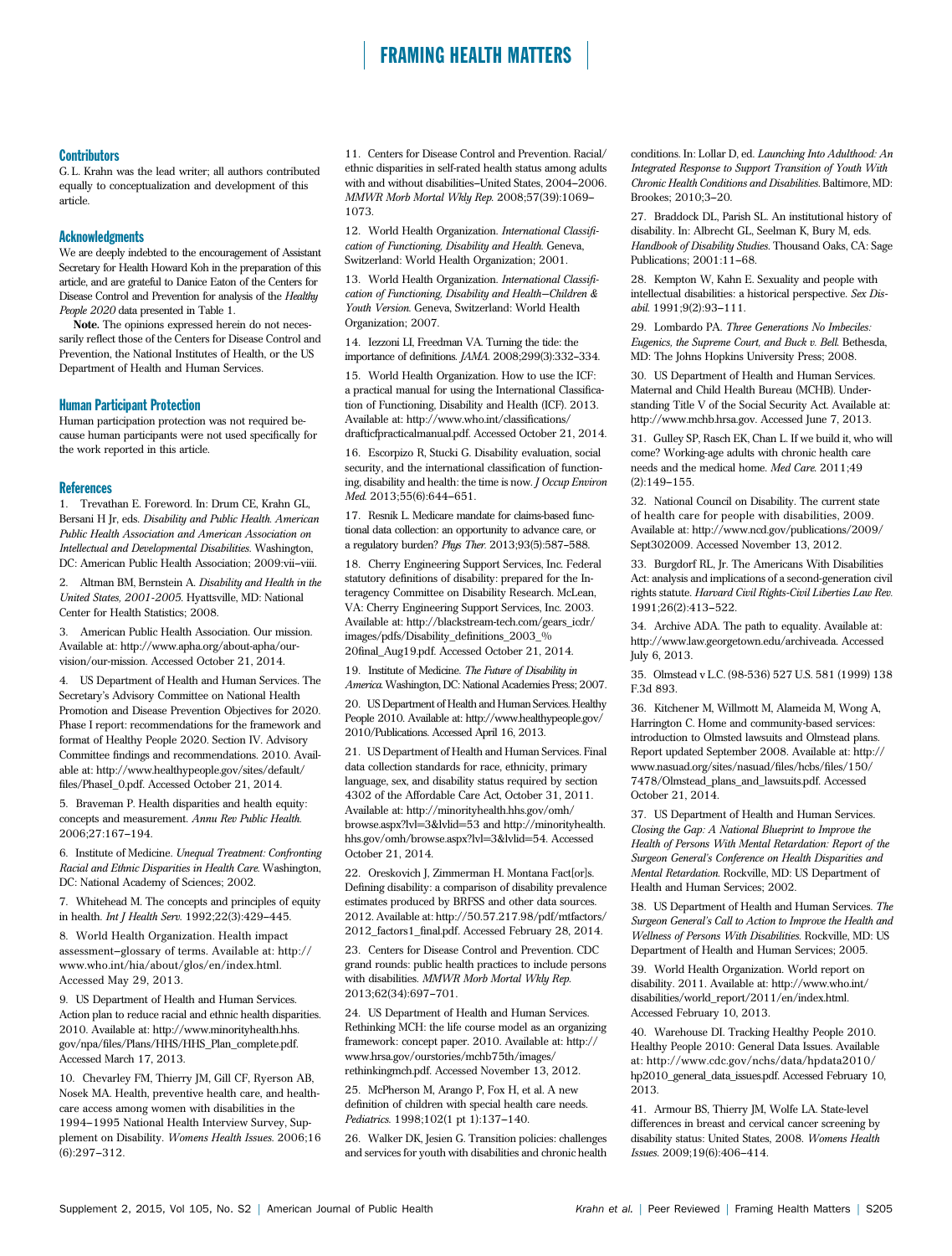## Contributors

G. L. Krahn was the lead writer; all authors contributed equally to conceptualization and development of this article.

## Acknowledgments

We are deeply indebted to the encouragement of Assistant Secretary for Health Howard Koh in the preparation of this article, and are grateful to Danice Eaton of the Centers for Disease Control and Prevention for analysis of the *Healthy People 2020* data presented in Table 1.

**Note.** The opinions expressed herein do not necessarily reflect those of the Centers for Disease Control and Prevention, the National Institutes of Health, or the US Department of Health and Human Services.

## Human Participant Protection

Human participation protection was not required because human participants were not used specifically for the work reported in this article.

## References

1. Trevathan E. Foreword. In: Drum CE, Krahn GL, Bersani H Jr, eds. *Disability and Public Health. American Public Health Association and American Association on Intellectual and Developmental Disabilities.* Washington, DC: American Public Health Association; 2009:vii–viii.

2. Altman BM, Bernstein A. *Disability and Health in the United States, 2001-2005.* Hyattsville, MD: National Center for Health Statistics; 2008.

3. American Public Health Association. Our mission. Available at: http://www.apha.org/about-apha/our-vision/our-mission. Accessed October 21, 2014.

4. US Department of Health and Human Services. The Secretary's Advisory Committee on National Health Promotion and Disease Prevention Objectives for 2020. Phase I report: recommendations for the framework and format of Healthy People 2020. Section IV. Advisory Committee findings and recommendations. 2010. Available at: http://www.healthypeople.gov/sites/default/files/PhaseI_0.pdf. Accessed October 21, 2014.

5. Braveman P. Health disparities and health equity: concepts and measurement. *Annu Rev Public Health.* 2006;27:167–194.

6. Institute of Medicine. *Unequal Treatment: Confronting Racial and Ethnic Disparities in Health Care.* Washington, DC: National Academy of Sciences; 2002.

7. Whitehead M. The concepts and principles of equity in health. *Int J Health Serv.* 1992;22(3):429–445.

8. World Health Organization. Health impact assessment—glossary of terms. Available at: http://www.who.int/hia/about/glos/en/index.html. Accessed May 29, 2013.

9. US Department of Health and Human Services. Action plan to reduce racial and ethnic health disparities. 2010. Available at: http://www.minorityhealth.hhs.gov/npa/files/Plans/HHS/HHS_Plan_complete.pdf. Accessed March 17, 2013.

10. Chevarley FM, Thierry JM, Gill CF, Ryerson AB, Nosek MA. Health, preventive health care, and health-care access among women with disabilities in the 1994–1995 National Health Interview Survey, Supplement on Disability. *Womens Health Issues.* 2006;16(6):297–312.

11. Centers for Disease Control and Prevention. Racial/ethnic disparities in self-rated health status among adults with and without disabilities—United States, 2004–2006. *MMWR Morb Mortal Wkly Rep.* 2008;57(39):1069–1073.

12. World Health Organization. *International Classification of Functioning, Disability and Health.* Geneva, Switzerland: World Health Organization; 2001.

13. World Health Organization. *International Classification of Functioning, Disability and Health—Children & Youth Version.* Geneva, Switzerland: World Health Organization; 2007.

14. Iezzoni LI, Freedman VA. Turning the tide: the importance of definitions. *JAMA.* 2008;299(3):332–334.

15. World Health Organization. How to use the ICF: a practical manual for using the International Classification of Functioning, Disability and Health (ICF). 2013. Available at: http://www.who.int/classifications/drafticfpracticalmanual.pdf. Accessed October 21, 2014.

16. Escorpizo R, Stucki G. Disability evaluation, social security, and the international classification of functioning, disability and health: the time is now. *J Occup Environ Med.* 2013;55(6):644–651.

17. Resnik L. Medicare mandate for claims-based functional data collection: an opportunity to advance care, or a regulatory burden? *Phys Ther.* 2013;93(5):587–588.

18. Cherry Engineering Support Services, Inc. Federal statutory definitions of disability: prepared for the Interagency Committee on Disability Research. McLean, VA: Cherry Engineering Support Services, Inc. 2003. Available at: http://blackstream-tech.com/gears_icdr/images/pdfs/Disability_definitions_2003_%20final_Aug19.pdf. Accessed October 21, 2014.

19. Institute of Medicine. *The Future of Disability in America.* Washington, DC: National Academies Press; 2007.

20. US Department of Health and Human Services. Healthy People 2010. Available at: http://www.healthypeople.gov/2010/Publications. Accessed April 16, 2013.

21. US Department of Health and Human Services. Final data collection standards for race, ethnicity, primary language, sex, and disability status required by section 4302 of the Affordable Care Act, October 31, 2011. Available at: http://minorityhealth.hhs.gov/omh/browse.aspx?lvl=3&lvlid=53 and http://minorityhealth.hhs.gov/omh/browse.aspx?lvl=3&lvlid=54. Accessed October 21, 2014.

22. Oreskovich J, Zimmerman H. Montana Fact[or]s. Defining disability: a comparison of disability prevalence estimates produced by BRFSS and other data sources. 2012. Available at: http://50.57.217.98/pdf/mtfactors/2012_factors1_final.pdf. Accessed February 28, 2014.

23. Centers for Disease Control and Prevention. CDC grand rounds: public health practices to include persons with disabilities. *MMWR Morb Mortal Wkly Rep.* 2013;62(34):697–701.

24. US Department of Health and Human Services. Rethinking MCH: the life course model as an organizing framework: concept paper. 2010. Available at: http://www.hrsa.gov/ourstories/mchb75th/images/rethinkingmch.pdf. Accessed November 13, 2012.

25. McPherson M, Arango P, Fox H, et al. A new definition of children with special health care needs. *Pediatrics.* 1998;102(1 pt 1):137–140.

26. Walker DK, Jesien G. Transition policies: challenges and services for youth with disabilities and chronic health conditions. In: Lollar D, ed. *Launching Into Adulthood: An Integrated Response to Support Transition of Youth With Chronic Health Conditions and Disabilities.* Baltimore, MD: Brookes; 2010;3–20.

27. Braddock DL, Parish SL. An institutional history of disability. In: Albrecht GL, Seelman K, Bury M, eds. *Handbook of Disability Studies.* Thousand Oaks, CA: Sage Publications; 2001:11–68.

28. Kempton W, Kahn E. Sexuality and people with intellectual disabilities: a historical perspective. *Sex Disabil.* 1991;9(2):93–111.

29. Lombardo PA. *Three Generations No Imbeciles: Eugenics, the Supreme Court, and Buck v. Bell.* Bethesda, MD: The Johns Hopkins University Press; 2008.

30. US Department of Health and Human Services. Maternal and Child Health Bureau (MCHB). Understanding Title V of the Social Security Act. Available at: http://www.mchb.hrsa.gov. Accessed June 7, 2013.

31. Gulley SP, Rasch EK, Chan L. If we build it, who will come? Working-age adults with chronic health care needs and the medical home. *Med Care.* 2011;49(2):149–155.

32. National Council on Disability. The current state of health care for people with disabilities, 2009. Available at: http://www.ncd.gov/publications/2009/Sept302009. Accessed November 13, 2012.

33. Burgdorf RL, Jr. The Americans With Disabilities Act: analysis and implications of a second-generation civil rights statute. *Harvard Civil Rights-Civil Liberties Law Rev.* 1991;26(2):413–522.

34. Archive ADA. The path to equality. Available at: http://www.law.georgetown.edu/archiveada. Accessed July 6, 2013.

35. Olmstead v L.C. (98-536) 527 U.S. 581 (1999) 138 F.3d 893.

36. Kitchener M, Willmott M, Alameida M, Wong A, Harrington C. Home and community-based services: introduction to Olmsted lawsuits and Olmstead plans. Report updated September 2008. Available at: http://www.nasuad.org/sites/nasuad/files/hcbs/files/150/7478/Olmstead_plans_and_lawsuits.pdf. Accessed October 21, 2014.

37. US Department of Health and Human Services. *Closing the Gap: A National Blueprint to Improve the Health of Persons With Mental Retardation: Report of the Surgeon General's Conference on Health Disparities and Mental Retardation.* Rockville, MD: US Department of Health and Human Services; 2002.

38. US Department of Health and Human Services. *The Surgeon General's Call to Action to Improve the Health and Wellness of Persons With Disabilities.* Rockville, MD: US Department of Health and Human Services; 2005.

39. World Health Organization. World report on disability. 2011. Available at: http://www.who.int/disabilities/world_report/2011/en/index.html. Accessed February 10, 2013.

40. Warehouse DI. Tracking Healthy People 2010. Healthy People 2010: General Data Issues. Available at: http://www.cdc.gov/nchs/data/hpdata2010/hp2010_general_data_issues.pdf. Accessed February 10, 2013.

41. Armour BS, Thierry JM, Wolfe LA. State-level differences in breast and cervical cancer screening by disability status: United States, 2008. *Womens Health Issues.* 2009;19(6):406–414.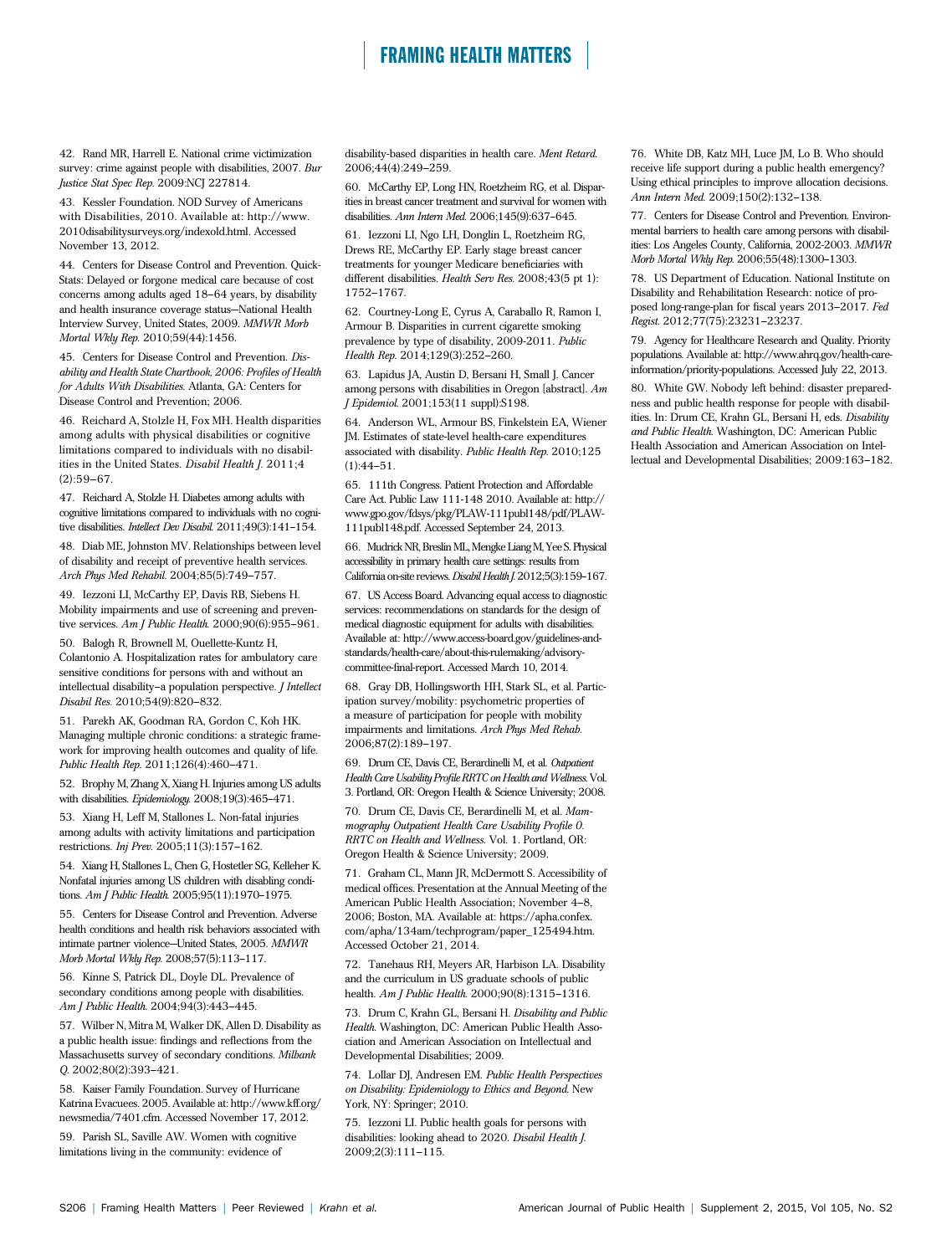42. Rand MR, Harrell E. National crime victimization survey: crime against people with disabilities, 2007. *Bur Justice Stat Spec Rep.* 2009:NCJ 227814.

43. Kessler Foundation. NOD Survey of Americans with Disabilities, 2010. Available at: http://www.2010disabilitysurveys.org/indexold.html. Accessed November 13, 2012.

44. Centers for Disease Control and Prevention. QuickStats: Delayed or forgone medical care because of cost concerns among adults aged 18–64 years, by disability and health insurance coverage status—National Health Interview Survey, United States, 2009. *MMWR Morb Mortal Wkly Rep.* 2010;59(44):1456.

45. Centers for Disease Control and Prevention. *Disability and Health State Chartbook, 2006: Profiles of Health for Adults With Disabilities.* Atlanta, GA: Centers for Disease Control and Prevention; 2006.

46. Reichard A, Stolzle H, Fox MH. Health disparities among adults with physical disabilities or cognitive limitations compared to individuals with no disabilities in the United States. *Disabil Health J.* 2011;4(2):59–67.

47. Reichard A, Stolzle H. Diabetes among adults with cognitive limitations compared to individuals with no cognitive disabilities. *Intellect Dev Disabil.* 2011;49(3):141–154.

48. Diab ME, Johnston MV. Relationships between level of disability and receipt of preventive health services. *Arch Phys Med Rehabil.* 2004;85(5):749–757.

49. Iezzoni LI, McCarthy EP, Davis RB, Siebens H. Mobility impairments and use of screening and preventive services. *Am J Public Health.* 2000;90(6):955–961.

50. Balogh R, Brownell M, Ouellette-Kuntz H, Colantonio A. Hospitalization rates for ambulatory care sensitive conditions for persons with and without an intellectual disability—a population perspective. *J Intellect Disabil Res.* 2010;54(9):820–832.

51. Parekh AK, Goodman RA, Gordon C, Koh HK. Managing multiple chronic conditions: a strategic framework for improving health outcomes and quality of life. *Public Health Rep.* 2011;126(4):460–471.

52. Brophy M, Zhang X, Xiang H. Injuries among US adults with disabilities. *Epidemiology.* 2008;19(3):465–471.

53. Xiang H, Leff M, Stallones L. Non-fatal injuries among adults with activity limitations and participation restrictions. *Inj Prev.* 2005;11(3):157–162.

54. Xiang H, Stallones L, Chen G, Hostetler SG, Kelleher K. Nonfatal injuries among US children with disabling conditions. *Am J Public Health.* 2005;95(11):1970–1975.

55. Centers for Disease Control and Prevention. Adverse health conditions and health risk behaviors associated with intimate partner violence—United States, 2005. *MMWR Morb Mortal Wkly Rep.* 2008;57(5):113–117.

56. Kinne S, Patrick DL, Doyle DL. Prevalence of secondary conditions among people with disabilities. *Am J Public Health.* 2004;94(3):443–445.

57. Wilber N, Mitra M, Walker DK, Allen D. Disability as a public health issue: findings and reflections from the Massachusetts survey of secondary conditions. *Milbank Q.* 2002;80(2):393–421.

58. Kaiser Family Foundation. Survey of Hurricane Katrina Evacuees. 2005. Available at: http://www.kff.org/newsmedia/7401.cfm. Accessed November 17, 2012.

59. Parish SL, Saville AW. Women with cognitive limitations living in the community: evidence of disability-based disparities in health care. *Ment Retard.* 2006;44(4):249–259.

60. McCarthy EP, Long HN, Roetzheim RG, et al. Disparities in breast cancer treatment and survival for women with disabilities. *Ann Intern Med.* 2006;145(9):637–645.

61. Iezzoni LI, Ngo LH, Donglin L, Roetzheim RG, Drews RE, McCarthy EP. Early stage breast cancer treatments for younger Medicare beneficiaries with different disabilities. *Health Serv Res.* 2008;43(5 pt 1):1752–1767.

62. Courtney-Long E, Cyrus A, Caraballo R, Ramon I, Armour B. Disparities in current cigarette smoking prevalence by type of disability, 2009-2011. *Public Health Rep.* 2014;129(3):252–260.

63. Lapidus JA, Austin D, Bersani H, Small J. Cancer among persons with disabilities in Oregon [abstract]. *Am J Epidemiol.* 2001;153(11 suppl):S198.

64. Anderson WL, Armour BS, Finkelstein EA, Wiener JM. Estimates of state-level health-care expenditures associated with disability. *Public Health Rep.* 2010;125(1):44–51.

65. 111th Congress. Patient Protection and Affordable Care Act. Public Law 111-148 2010. Available at: http://www.gpo.gov/fdsys/pkg/PLAW-111publ148/pdf/PLAW-111publ148.pdf. Accessed September 24, 2013.

66. Mudrick NR, Breslin ML, Mengke Liang M, Yee S. Physical accessibility in primary health care settings: results from California on-site reviews. *Disabil Health J.* 2012;5(3):159–167.

67. US Access Board. Advancing equal access to diagnostic services: recommendations on standards for the design of medical diagnostic equipment for adults with disabilities. Available at: http://www.access-board.gov/guidelines-and-standards/health-care/about-this-rulemaking/advisory-committee-final-report. Accessed March 10, 2014.

68. Gray DB, Hollingsworth HH, Stark SL, et al. Participation survey/mobility: psychometric properties of a measure of participation for people with mobility impairments and limitations. *Arch Phys Med Rehab.* 2006;87(2):189–197.

69. Drum CE, Davis CE, Berardinelli M, et al. *Outpatient Health Care Usability Profile RRTC on Health and Wellness.* Vol. 3. Portland, OR: Oregon Health & Science University; 2008.

70. Drum CE, Davis CE, Berardinelli M, et al. *Mammography Outpatient Health Care Usability Profile 0. RRTC on Health and Wellness.* Vol. 1. Portland, OR: Oregon Health & Science University; 2009.

71. Graham CL, Mann JR, McDermott S. Accessibility of medical offices. Presentation at the Annual Meeting of the American Public Health Association; November 4–8, 2006; Boston, MA. Available at: https://apha.confex.com/apha/134am/techprogram/paper_125494.htm. Accessed October 21, 2014.

72. Tanehaus RH, Meyers AR, Harbison LA. Disability and the curriculum in US graduate schools of public health. *Am J Public Health.* 2000;90(8):1315–1316.

73. Drum C, Krahn GL, Bersani H. *Disability and Public Health.* Washington, DC: American Public Health Association and American Association on Intellectual and Developmental Disabilities; 2009.

74. Lollar DJ, Andresen EM. *Public Health Perspectives on Disability: Epidemiology to Ethics and Beyond.* New York, NY: Springer; 2010.

75. Iezzoni LI. Public health goals for persons with disabilities: looking ahead to 2020. *Disabil Health J.* 2009;2(3):111–115.

76. White DB, Katz MH, Luce JM, Lo B. Who should receive life support during a public health emergency? Using ethical principles to improve allocation decisions. *Ann Intern Med.* 2009;150(2):132–138.

77. Centers for Disease Control and Prevention. Environmental barriers to health care among persons with disabilities: Los Angeles County, California, 2002-2003. *MMWR Morb Mortal Wkly Rep.* 2006;55(48):1300–1303.

78. US Department of Education. National Institute on Disability and Rehabilitation Research: notice of proposed long-range-plan for fiscal years 2013–2017. *Fed Regist.* 2012;77(75):23231–23237.

79. Agency for Healthcare Research and Quality. Priority populations. Available at: http://www.ahrq.gov/health-care-information/priority-populations. Accessed July 22, 2013.

80. White GW. Nobody left behind: disaster preparedness and public health response for people with disabilities. In: Drum CE, Krahn GL, Bersani H, eds. *Disability and Public Health.* Washington, DC: American Public Health Association and American Association on Intellectual and Developmental Disabilities; 2009:163–182.